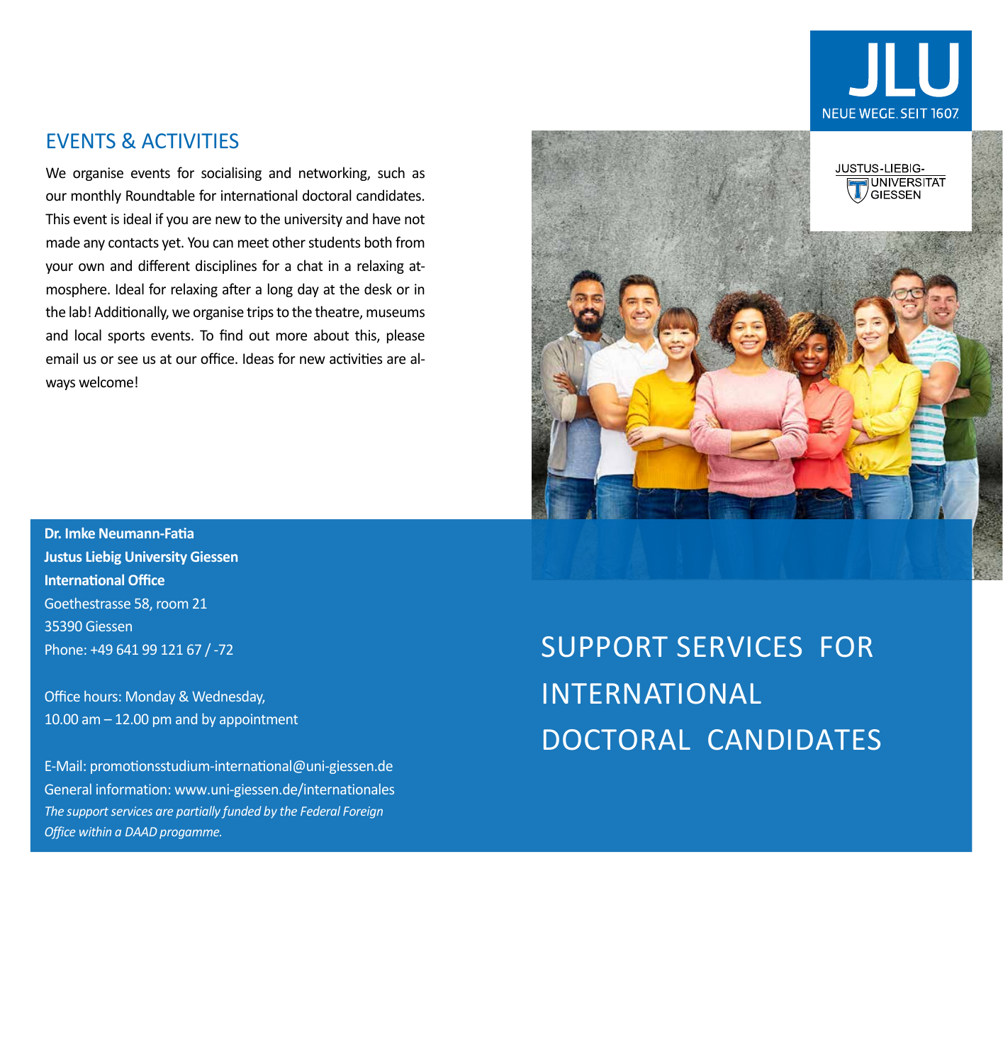## EVENTS & ACTIVITIES

We organise events for socialising and networking, such as our monthly Roundtable for international doctoral candidates. This event is ideal if you are new to the university and have not made any contacts yet. You can meet other students both from your own and different disciplines for a chat in a relaxing atmosphere. Ideal for relaxing after a long day at the desk or in the lab! Additionally, we organise trips to the theatre, museums and local sports events. To find out more about this, please email us or see us at our office. Ideas for new activities are always welcome!

**Dr. Imke Neumann-Fatia**
**Justus Liebig University Giessen**
**International Office**
Goethestrasse 58, room 21
35390 Giessen
Phone: +49 641 99 121 67 / -72

Office hours: Monday & Wednesday,
10.00 am – 12.00 pm and by appointment

E-Mail: promotionsstudium-international@uni-giessen.de
General information: www.uni-giessen.de/internationales
*The support services are partially funded by the Federal Foreign Office within a DAAD progamme.*

JLU
NEUE WEGE. SEIT 1607.

JUSTUS-LIEBIG-UNIVERSITÄT GIESSEN

# SUPPORT SERVICES FOR INTERNATIONAL DOCTORAL CANDIDATES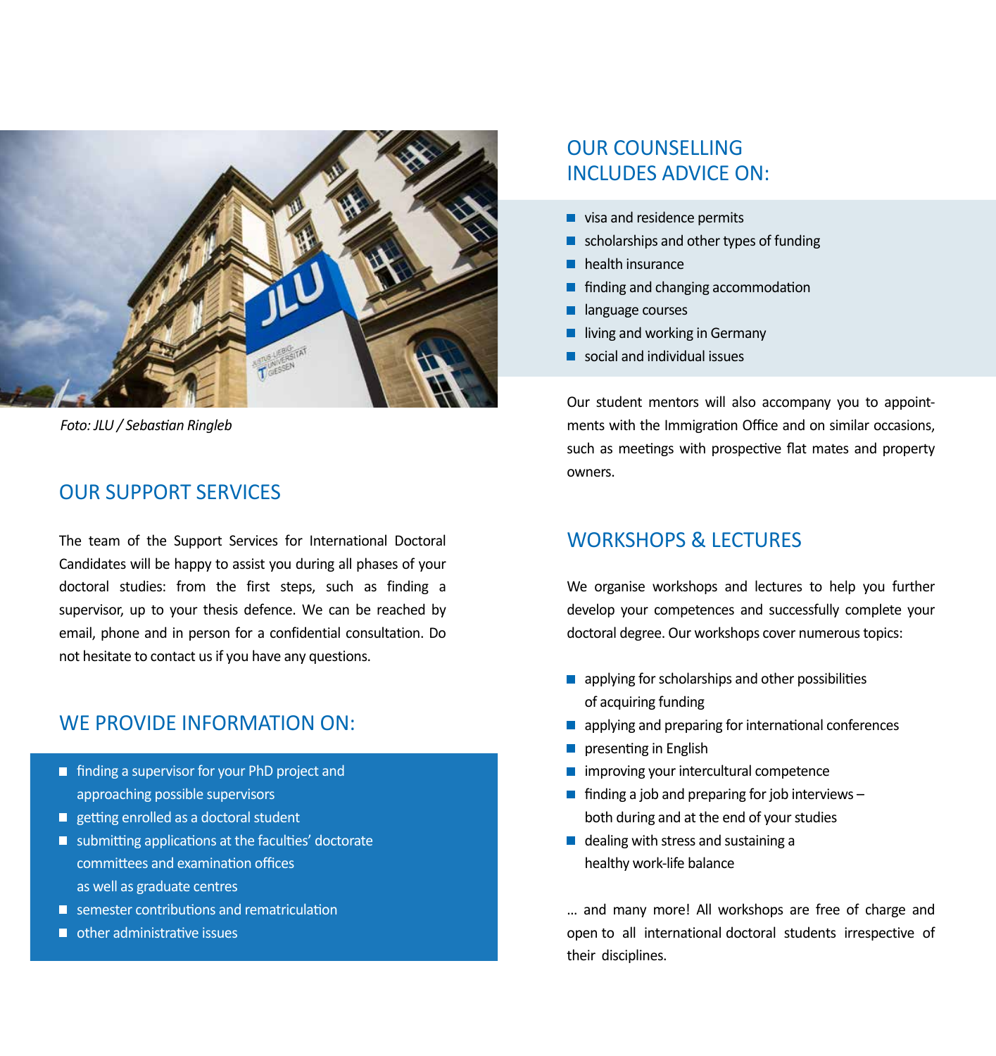Foto: JLU / Sebastian Ringleb

## OUR SUPPORT SERVICES

The team of the Support Services for International Doctoral Candidates will be happy to assist you during all phases of your doctoral studies: from the first steps, such as finding a supervisor, up to your thesis defence. We can be reached by email, phone and in person for a confidential consultation. Do not hesitate to contact us if you have any questions.

## WE PROVIDE INFORMATION ON:

- finding a supervisor for your PhD project and approaching possible supervisors
- getting enrolled as a doctoral student
- submitting applications at the faculties' doctorate committees and examination offices as well as graduate centres
- semester contributions and rematriculation
- other administrative issues

## OUR COUNSELLING INCLUDES ADVICE ON:

- visa and residence permits
- scholarships and other types of funding
- health insurance
- finding and changing accommodation
- language courses
- living and working in Germany
- social and individual issues

Our student mentors will also accompany you to appointments with the Immigration Office and on similar occasions, such as meetings with prospective flat mates and property owners.

## WORKSHOPS & LECTURES

We organise workshops and lectures to help you further develop your competences and successfully complete your doctoral degree. Our workshops cover numerous topics:

- applying for scholarships and other possibilities of acquiring funding
- applying and preparing for international conferences
- presenting in English
- improving your intercultural competence
- finding a job and preparing for job interviews – both during and at the end of your studies
- dealing with stress and sustaining a healthy work-life balance

... and many more! All workshops are free of charge and open to all international doctoral students irrespective of their disciplines.